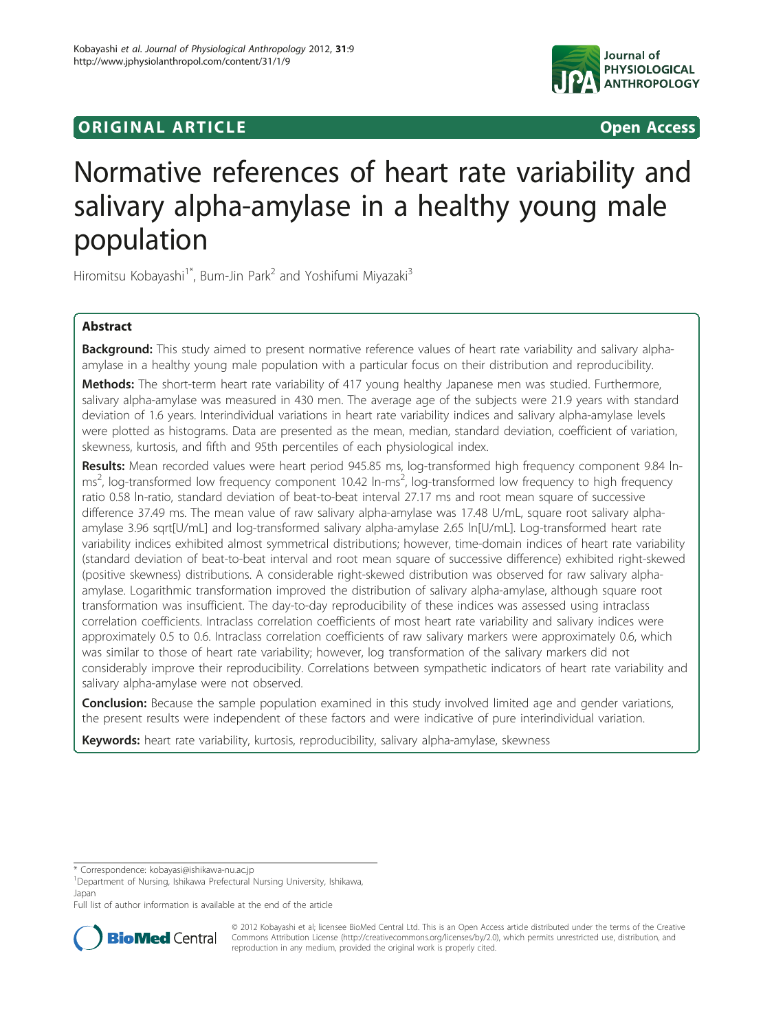ORIGINAL ARTICLE

Open Access

# Normative references of heart rate variability and salivary alpha-amylase in a healthy young male population

Hiromitsu Kobayashi[1*], Bum-Jin Park[2] and Yoshifumi Miyazaki[3]

## Abstract

**Background:** This study aimed to present normative reference values of heart rate variability and salivary alpha-amylase in a healthy young male population with a particular focus on their distribution and reproducibility.

**Methods:** The short-term heart rate variability of 417 young healthy Japanese men was studied. Furthermore, salivary alpha-amylase was measured in 430 men. The average age of the subjects were 21.9 years with standard deviation of 1.6 years. Interindividual variations in heart rate variability indices and salivary alpha-amylase levels were plotted as histograms. Data are presented as the mean, median, standard deviation, coefficient of variation, skewness, kurtosis, and fifth and 95th percentiles of each physiological index.

**Results:** Mean recorded values were heart period 945.85 ms, log-transformed high frequency component 9.84 ln-ms$^2$, log-transformed low frequency component 10.42 ln-ms$^2$, log-transformed low frequency to high frequency ratio 0.58 ln-ratio, standard deviation of beat-to-beat interval 27.17 ms and root mean square of successive difference 37.49 ms. The mean value of raw salivary alpha-amylase was 17.48 U/mL, square root salivary alpha-amylase 3.96 sqrt[U/mL] and log-transformed salivary alpha-amylase 2.65 ln[U/mL]. Log-transformed heart rate variability indices exhibited almost symmetrical distributions; however, time-domain indices of heart rate variability (standard deviation of beat-to-beat interval and root mean square of successive difference) exhibited right-skewed (positive skewness) distributions. A considerable right-skewed distribution was observed for raw salivary alpha-amylase. Logarithmic transformation improved the distribution of salivary alpha-amylase, although square root transformation was insufficient. The day-to-day reproducibility of these indices was assessed using intraclass correlation coefficients. Intraclass correlation coefficients of most heart rate variability and salivary indices were approximately 0.5 to 0.6. Intraclass correlation coefficients of raw salivary markers were approximately 0.6, which was similar to those of heart rate variability; however, log transformation of the salivary markers did not considerably improve their reproducibility. Correlations between sympathetic indicators of heart rate variability and salivary alpha-amylase were not observed.

**Conclusion:** Because the sample population examined in this study involved limited age and gender variations, the present results were independent of these factors and were indicative of pure interindividual variation.

**Keywords:** heart rate variability, kurtosis, reproducibility, salivary alpha-amylase, skewness

* Correspondence: kobayasi@ishikawa-nu.ac.jp

[1]Department of Nursing, Ishikawa Prefectural Nursing University, Ishikawa, Japan

Full list of author information is available at the end of the article

© 2012 Kobayashi et al; licensee BioMed Central Ltd. This is an Open Access article distributed under the terms of the Creative Commons Attribution License (http://creativecommons.org/licenses/by/2.0), which permits unrestricted use, distribution, and reproduction in any medium, provided the original work is properly cited.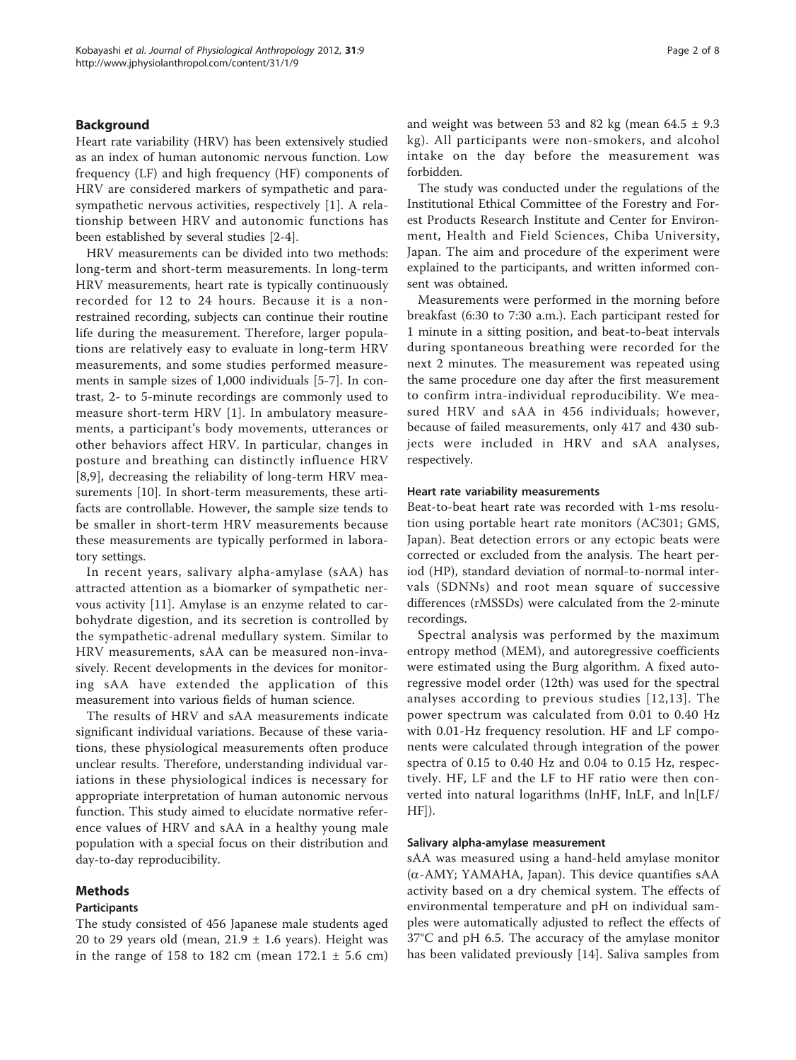## Background

Heart rate variability (HRV) has been extensively studied as an index of human autonomic nervous function. Low frequency (LF) and high frequency (HF) components of HRV are considered markers of sympathetic and parasympathetic nervous activities, respectively [1]. A relationship between HRV and autonomic functions has been established by several studies [2-4].

HRV measurements can be divided into two methods: long-term and short-term measurements. In long-term HRV measurements, heart rate is typically continuously recorded for 12 to 24 hours. Because it is a non-restrained recording, subjects can continue their routine life during the measurement. Therefore, larger populations are relatively easy to evaluate in long-term HRV measurements, and some studies performed measurements in sample sizes of 1,000 individuals [5-7]. In contrast, 2- to 5-minute recordings are commonly used to measure short-term HRV [1]. In ambulatory measurements, a participant's body movements, utterances or other behaviors affect HRV. In particular, changes in posture and breathing can distinctly influence HRV [8,9], decreasing the reliability of long-term HRV measurements [10]. In short-term measurements, these artifacts are controllable. However, the sample size tends to be smaller in short-term HRV measurements because these measurements are typically performed in laboratory settings.

In recent years, salivary alpha-amylase (sAA) has attracted attention as a biomarker of sympathetic nervous activity [11]. Amylase is an enzyme related to carbohydrate digestion, and its secretion is controlled by the sympathetic-adrenal medullary system. Similar to HRV measurements, sAA can be measured non-invasively. Recent developments in the devices for monitoring sAA have extended the application of this measurement into various fields of human science.

The results of HRV and sAA measurements indicate significant individual variations. Because of these variations, these physiological measurements often produce unclear results. Therefore, understanding individual variations in these physiological indices is necessary for appropriate interpretation of human autonomic nervous function. This study aimed to elucidate normative reference values of HRV and sAA in a healthy young male population with a special focus on their distribution and day-to-day reproducibility.

## Methods

### Participants

The study consisted of 456 Japanese male students aged 20 to 29 years old (mean, 21.9 ± 1.6 years). Height was in the range of 158 to 182 cm (mean 172.1 ± 5.6 cm) and weight was between 53 and 82 kg (mean 64.5 ± 9.3 kg). All participants were non-smokers, and alcohol intake on the day before the measurement was forbidden.

The study was conducted under the regulations of the Institutional Ethical Committee of the Forestry and Forest Products Research Institute and Center for Environment, Health and Field Sciences, Chiba University, Japan. The aim and procedure of the experiment were explained to the participants, and written informed consent was obtained.

Measurements were performed in the morning before breakfast (6:30 to 7:30 a.m.). Each participant rested for 1 minute in a sitting position, and beat-to-beat intervals during spontaneous breathing were recorded for the next 2 minutes. The measurement was repeated using the same procedure one day after the first measurement to confirm intra-individual reproducibility. We measured HRV and sAA in 456 individuals; however, because of failed measurements, only 417 and 430 subjects were included in HRV and sAA analyses, respectively.

### Heart rate variability measurements

Beat-to-beat heart rate was recorded with 1-ms resolution using portable heart rate monitors (AC301; GMS, Japan). Beat detection errors or any ectopic beats were corrected or excluded from the analysis. The heart period (HP), standard deviation of normal-to-normal intervals (SDNNs) and root mean square of successive differences (rMSSDs) were calculated from the 2-minute recordings.

Spectral analysis was performed by the maximum entropy method (MEM), and autoregressive coefficients were estimated using the Burg algorithm. A fixed autoregressive model order (12th) was used for the spectral analyses according to previous studies [12,13]. The power spectrum was calculated from 0.01 to 0.40 Hz with 0.01-Hz frequency resolution. HF and LF components were calculated through integration of the power spectra of 0.15 to 0.40 Hz and 0.04 to 0.15 Hz, respectively. HF, LF and the LF to HF ratio were then converted into natural logarithms (lnHF, lnLF, and ln[LF/HF]).

### Salivary alpha-amylase measurement

sAA was measured using a hand-held amylase monitor ($\alpha$-AMY; YAMAHA, Japan). This device quantifies sAA activity based on a dry chemical system. The effects of environmental temperature and pH on individual samples were automatically adjusted to reflect the effects of 37°C and pH 6.5. The accuracy of the amylase monitor has been validated previously [14]. Saliva samples from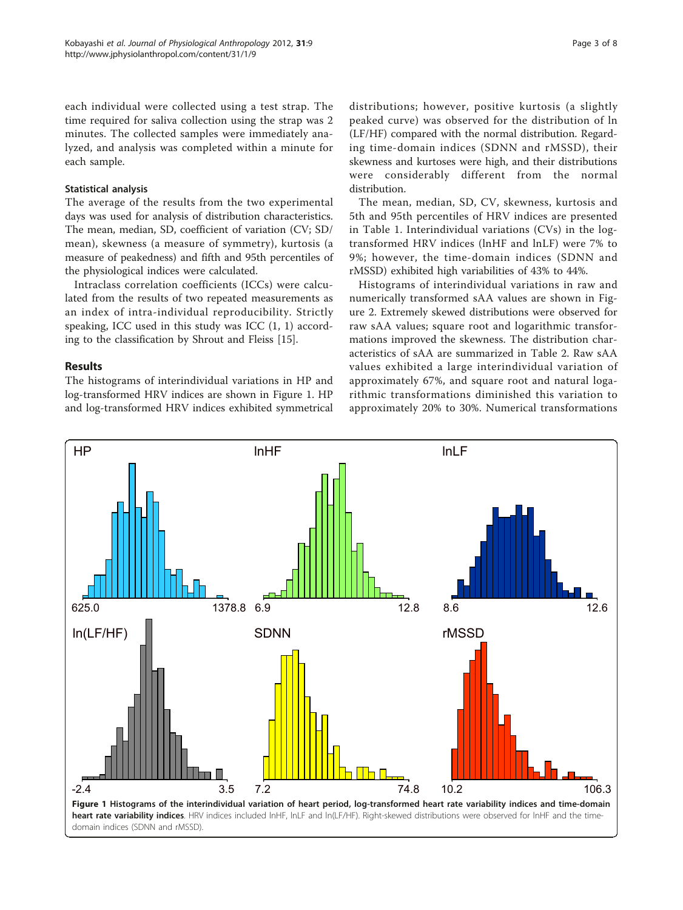each individual were collected using a test strap. The time required for saliva collection using the strap was 2 minutes. The collected samples were immediately analyzed, and analysis was completed within a minute for each sample.

### Statistical analysis

The average of the results from the two experimental days was used for analysis of distribution characteristics. The mean, median, SD, coefficient of variation (CV; SD/mean), skewness (a measure of symmetry), kurtosis (a measure of peakedness) and fifth and 95th percentiles of the physiological indices were calculated.

Intraclass correlation coefficients (ICCs) were calculated from the results of two repeated measurements as an index of intra-individual reproducibility. Strictly speaking, ICC used in this study was ICC (1, 1) according to the classification by Shrout and Fleiss [15].

## Results

The histograms of interindividual variations in HP and log-transformed HRV indices are shown in Figure 1. HP and log-transformed HRV indices exhibited symmetrical distributions; however, positive kurtosis (a slightly peaked curve) was observed for the distribution of ln (LF/HF) compared with the normal distribution. Regarding time-domain indices (SDNN and rMSSD), their skewness and kurtoses were high, and their distributions were considerably different from the normal distribution.

The mean, median, SD, CV, skewness, kurtosis and 5th and 95th percentiles of HRV indices are presented in Table 1. Interindividual variations (CVs) in the log-transformed HRV indices (lnHF and lnLF) were 7% to 9%; however, the time-domain indices (SDNN and rMSSD) exhibited high variabilities of 43% to 44%.

Histograms of interindividual variations in raw and numerically transformed sAA values are shown in Figure 2. Extremely skewed distributions were observed for raw sAA values; square root and logarithmic transformations improved the skewness. The distribution characteristics of sAA are summarized in Table 2. Raw sAA values exhibited a large interindividual variation of approximately 67%, and square root and natural logarithmic transformations diminished this variation to approximately 20% to 30%. Numerical transformations

**Figure 1 Histograms of the interindividual variation of heart period, log-transformed heart rate variability indices and time-domain heart rate variability indices**. HRV indices included lnHF, lnLF and ln(LF/HF). Right-skewed distributions were observed for lnHF and the time-domain indices (SDNN and rMSSD).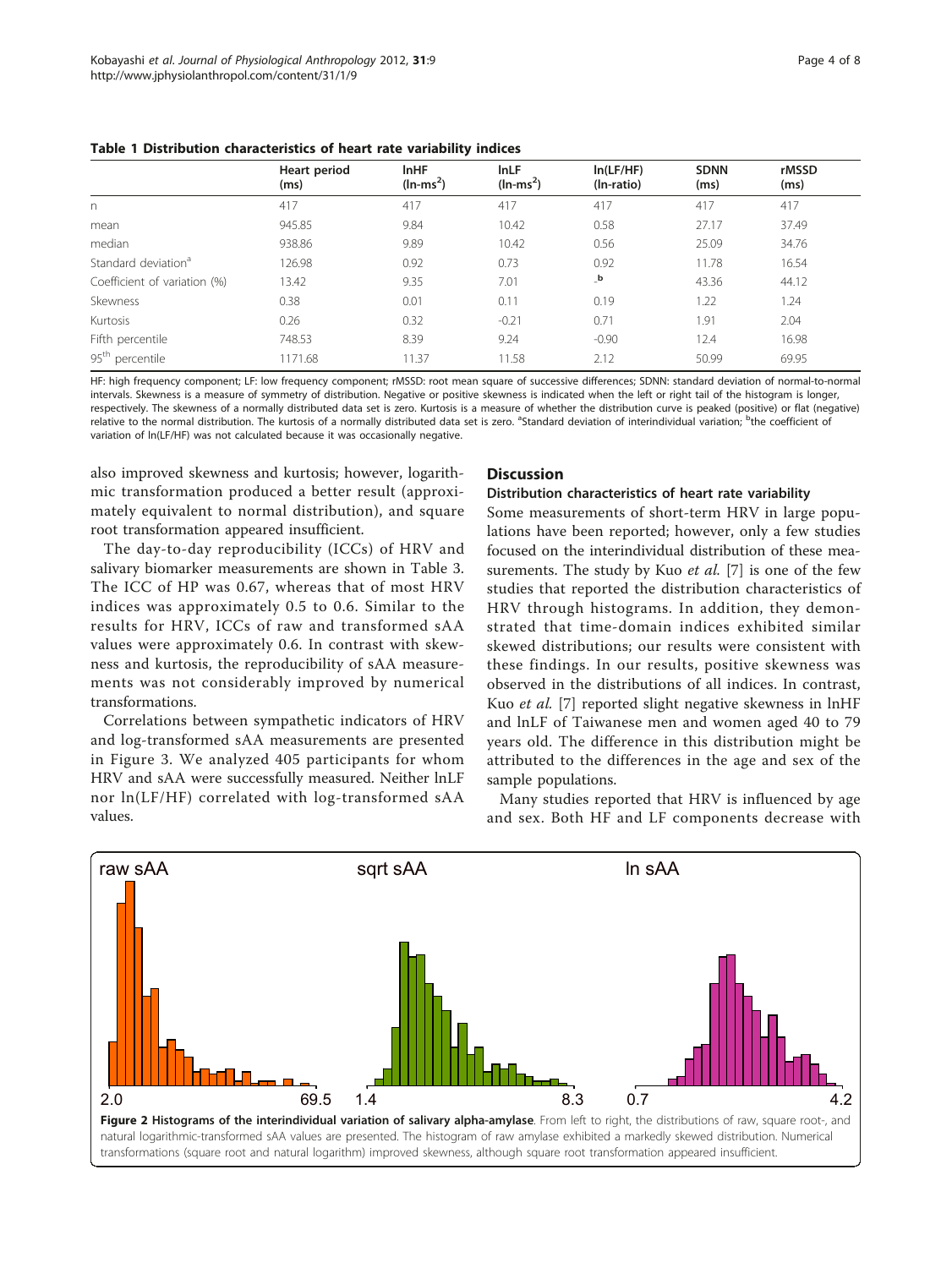**Table 1 Distribution characteristics of heart rate variability indices**

| | Heart period (ms) | lnHF ($ln\text{-}ms^2$) | lnLF ($ln\text{-}ms^2$) | ln(LF/HF) (ln-ratio) | SDNN (ms) | rMSSD (ms) |
|---|---|---|---|---|---|---|
| n | 417 | 417 | 417 | 417 | 417 | 417 |
| mean | 945.85 | 9.84 | 10.42 | 0.58 | 27.17 | 37.49 |
| median | 938.86 | 9.89 | 10.42 | 0.56 | 25.09 | 34.76 |
| Standard deviation[a] | 126.98 | 0.92 | 0.73 | 0.92 | 11.78 | 16.54 |
| Coefficient of variation (%) | 13.42 | 9.35 | 7.01 | -[b] | 43.36 | 44.12 |
| Skewness | 0.38 | 0.01 | 0.11 | 0.19 | 1.22 | 1.24 |
| Kurtosis | 0.26 | 0.32 | -0.21 | 0.71 | 1.91 | 2.04 |
| Fifth percentile | 748.53 | 8.39 | 9.24 | -0.90 | 12.4 | 16.98 |
| 95th percentile | 1171.68 | 11.37 | 11.58 | 2.12 | 50.99 | 69.95 |

HF: high frequency component; LF: low frequency component; rMSSD: root mean square of successive differences; SDNN: standard deviation of normal-to-normal intervals. Skewness is a measure of symmetry of distribution. Negative or positive skewness is indicated when the left or right tail of the histogram is longer, respectively. The skewness of a normally distributed data set is zero. Kurtosis is a measure of whether the distribution curve is peaked (positive) or flat (negative) relative to the normal distribution. The kurtosis of a normally distributed data set is zero. [a]Standard deviation of interindividual variation; [b]the coefficient of variation of ln(LF/HF) was not calculated because it was occasionally negative.

also improved skewness and kurtosis; however, logarithmic transformation produced a better result (approximately equivalent to normal distribution), and square root transformation appeared insufficient.

The day-to-day reproducibility (ICCs) of HRV and salivary biomarker measurements are shown in Table 3. The ICC of HP was 0.67, whereas that of most HRV indices was approximately 0.5 to 0.6. Similar to the results for HRV, ICCs of raw and transformed sAA values were approximately 0.6. In contrast with skewness and kurtosis, the reproducibility of sAA measurements was not considerably improved by numerical transformations.

Correlations between sympathetic indicators of HRV and log-transformed sAA measurements are presented in Figure 3. We analyzed 405 participants for whom HRV and sAA were successfully measured. Neither lnLF nor ln(LF/HF) correlated with log-transformed sAA values.

## Discussion

### Distribution characteristics of heart rate variability

Some measurements of short-term HRV in large populations have been reported; however, only a few studies focused on the interindividual distribution of these measurements. The study by Kuo *et al.* [7] is one of the few studies that reported the distribution characteristics of HRV through histograms. In addition, they demonstrated that time-domain indices exhibited similar skewed distributions; our results were consistent with these findings. In our results, positive skewness was observed in the distributions of all indices. In contrast, Kuo *et al.* [7] reported slight negative skewness in lnHF and lnLF of Taiwanese men and women aged 40 to 79 years old. The difference in this distribution might be attributed to the differences in the age and sex of the sample populations.

Many studies reported that HRV is influenced by age and sex. Both HF and LF components decrease with

**Figure 2 Histograms of the interindividual variation of salivary alpha-amylase**. From left to right, the distributions of raw, square root-, and natural logarithmic-transformed sAA values are presented. The histogram of raw amylase exhibited a markedly skewed distribution. Numerical transformations (square root and natural logarithm) improved skewness, although square root transformation appeared insufficient.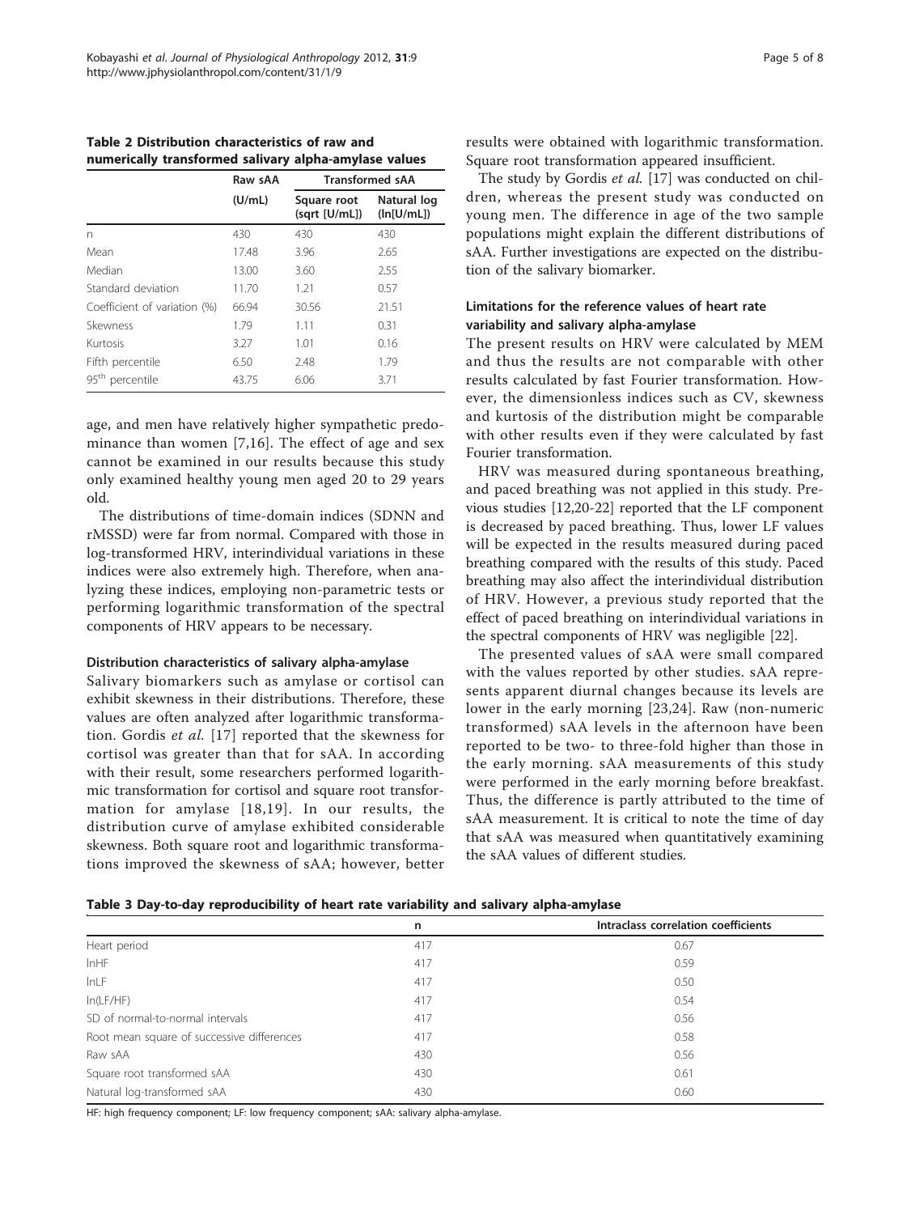**Table 2 Distribution characteristics of raw and numerically transformed salivary alpha-amylase values**

| | Raw sAA | Transformed sAA | |
|---|---|---|---|
| | (U/mL) | Square root (sqrt [U/mL]) | Natural log (ln[U/mL]) |
| n | 430 | 430 | 430 |
| Mean | 17.48 | 3.96 | 2.65 |
| Median | 13.00 | 3.60 | 2.55 |
| Standard deviation | 11.70 | 1.21 | 0.57 |
| Coefficient of variation (%) | 66.94 | 30.56 | 21.51 |
| Skewness | 1.79 | 1.11 | 0.31 |
| Kurtosis | 3.27 | 1.01 | 0.16 |
| Fifth percentile | 6.50 | 2.48 | 1.79 |
| 95th percentile | 43.75 | 6.06 | 3.71 |

age, and men have relatively higher sympathetic predominance than women [7,16]. The effect of age and sex cannot be examined in our results because this study only examined healthy young men aged 20 to 29 years old.

The distributions of time-domain indices (SDNN and rMSSD) were far from normal. Compared with those in log-transformed HRV, interindividual variations in these indices were also extremely high. Therefore, when analyzing these indices, employing non-parametric tests or performing logarithmic transformation of the spectral components of HRV appears to be necessary.

### Distribution characteristics of salivary alpha-amylase

Salivary biomarkers such as amylase or cortisol can exhibit skewness in their distributions. Therefore, these values are often analyzed after logarithmic transformation. Gordis *et al.* [17] reported that the skewness for cortisol was greater than that for sAA. In according with their result, some researchers performed logarithmic transformation for cortisol and square root transformation for amylase [18,19]. In our results, the distribution curve of amylase exhibited considerable skewness. Both square root and logarithmic transformations improved the skewness of sAA; however, better results were obtained with logarithmic transformation. Square root transformation appeared insufficient.

The study by Gordis *et al.* [17] was conducted on children, whereas the present study was conducted on young men. The difference in age of the two sample populations might explain the different distributions of sAA. Further investigations are expected on the distribution of the salivary biomarker.

### Limitations for the reference values of heart rate variability and salivary alpha-amylase

The present results on HRV were calculated by MEM and thus the results are not comparable with other results calculated by fast Fourier transformation. However, the dimensionless indices such as CV, skewness and kurtosis of the distribution might be comparable with other results even if they were calculated by fast Fourier transformation.

HRV was measured during spontaneous breathing, and paced breathing was not applied in this study. Previous studies [12,20-22] reported that the LF component is decreased by paced breathing. Thus, lower LF values will be expected in the results measured during paced breathing compared with the results of this study. Paced breathing may also affect the interindividual distribution of HRV. However, a previous study reported that the effect of paced breathing on interindividual variations in the spectral components of HRV was negligible [22].

The presented values of sAA were small compared with the values reported by other studies. sAA represents apparent diurnal changes because its levels are lower in the early morning [23,24]. Raw (non-numeric transformed) sAA levels in the afternoon have been reported to be two- to three-fold higher than those in the early morning. sAA measurements of this study were performed in the early morning before breakfast. Thus, the difference is partly attributed to the time of sAA measurement. It is critical to note the time of day that sAA was measured when quantitatively examining the sAA values of different studies.

**Table 3 Day-to-day reproducibility of heart rate variability and salivary alpha-amylase**

| | n | Intraclass correlation coefficients |
|---|---|---|
| Heart period | 417 | 0.67 |
| lnHF | 417 | 0.59 |
| lnLF | 417 | 0.50 |
| ln(LF/HF) | 417 | 0.54 |
| SD of normal-to-normal intervals | 417 | 0.56 |
| Root mean square of successive differences | 417 | 0.58 |
| Raw sAA | 430 | 0.56 |
| Square root transformed sAA | 430 | 0.61 |
| Natural log-transformed sAA | 430 | 0.60 |

HF: high frequency component; LF: low frequency component; sAA: salivary alpha-amylase.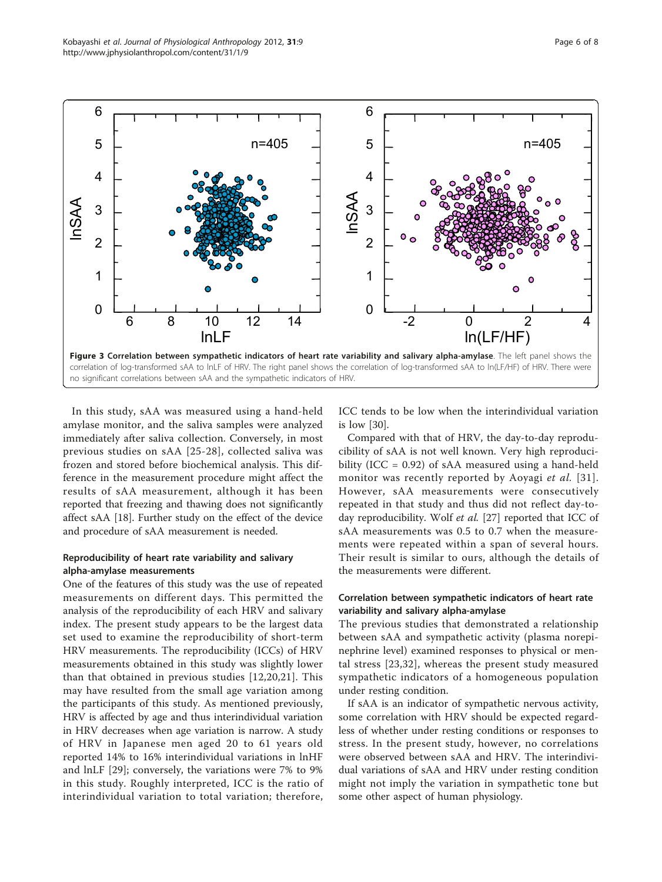**Figure 3 Correlation between sympathetic indicators of heart rate variability and salivary alpha-amylase**. The left panel shows the correlation of log-transformed sAA to lnLF of HRV. The right panel shows the correlation of log-transformed sAA to ln(LF/HF) of HRV. There were no significant correlations between sAA and the sympathetic indicators of HRV.

In this study, sAA was measured using a hand-held amylase monitor, and the saliva samples were analyzed immediately after saliva collection. Conversely, in most previous studies on sAA [25-28], collected saliva was frozen and stored before biochemical analysis. This difference in the measurement procedure might affect the results of sAA measurement, although it has been reported that freezing and thawing does not significantly affect sAA [18]. Further study on the effect of the device and procedure of sAA measurement is needed.

### Reproducibility of heart rate variability and salivary alpha-amylase measurements

One of the features of this study was the use of repeated measurements on different days. This permitted the analysis of the reproducibility of each HRV and salivary index. The present study appears to be the largest data set used to examine the reproducibility of short-term HRV measurements. The reproducibility (ICCs) of HRV measurements obtained in this study was slightly lower than that obtained in previous studies [12,20,21]. This may have resulted from the small age variation among the participants of this study. As mentioned previously, HRV is affected by age and thus interindividual variation in HRV decreases when age variation is narrow. A study of HRV in Japanese men aged 20 to 61 years old reported 14% to 16% interindividual variations in lnHF and lnLF [29]; conversely, the variations were 7% to 9% in this study. Roughly interpreted, ICC is the ratio of interindividual variation to total variation; therefore, ICC tends to be low when the interindividual variation is low [30].

Compared with that of HRV, the day-to-day reproducibility of sAA is not well known. Very high reproducibility (ICC = 0.92) of sAA measured using a hand-held monitor was recently reported by Aoyagi *et al.* [31]. However, sAA measurements were consecutively repeated in that study and thus did not reflect day-to-day reproducibility. Wolf *et al.* [27] reported that ICC of sAA measurements was 0.5 to 0.7 when the measurements were repeated within a span of several hours. Their result is similar to ours, although the details of the measurements were different.

### Correlation between sympathetic indicators of heart rate variability and salivary alpha-amylase

The previous studies that demonstrated a relationship between sAA and sympathetic activity (plasma norepinephrine level) examined responses to physical or mental stress [23,32], whereas the present study measured sympathetic indicators of a homogeneous population under resting condition.

If sAA is an indicator of sympathetic nervous activity, some correlation with HRV should be expected regardless of whether under resting conditions or responses to stress. In the present study, however, no correlations were observed between sAA and HRV. The interindividual variations of sAA and HRV under resting condition might not imply the variation in sympathetic tone but some other aspect of human physiology.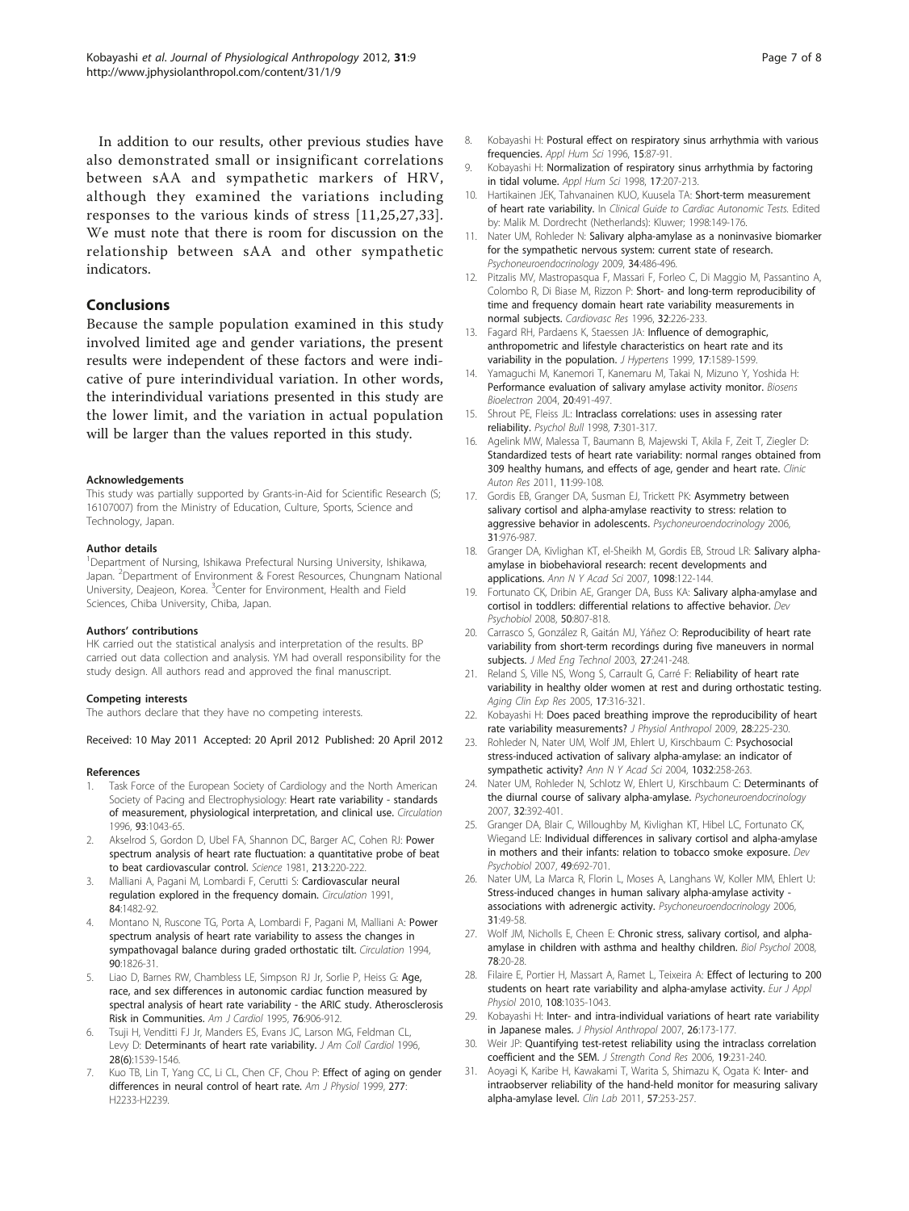In addition to our results, other previous studies have also demonstrated small or insignificant correlations between sAA and sympathetic markers of HRV, although they examined the variations including responses to the various kinds of stress [11,25,27,33]. We must note that there is room for discussion on the relationship between sAA and other sympathetic indicators.

## Conclusions

Because the sample population examined in this study involved limited age and gender variations, the present results were independent of these factors and were indicative of pure interindividual variation. In other words, the interindividual variations presented in this study are the lower limit, and the variation in actual population will be larger than the values reported in this study.

#### Acknowledgements

This study was partially supported by Grants-in-Aid for Scientific Research (S; 16107007) from the Ministry of Education, Culture, Sports, Science and Technology, Japan.

#### Author details

[1]Department of Nursing, Ishikawa Prefectural Nursing University, Ishikawa, Japan. [2]Department of Environment & Forest Resources, Chungnam National University, Deajeon, Korea. [3]Center for Environment, Health and Field Sciences, Chiba University, Chiba, Japan.

#### Authors' contributions

HK carried out the statistical analysis and interpretation of the results. BP carried out data collection and analysis. YM had overall responsibility for the study design. All authors read and approved the final manuscript.

#### Competing interests

The authors declare that they have no competing interests.

Received: 10 May 2011 Accepted: 20 April 2012 Published: 20 April 2012

#### References

1. Task Force of the European Society of Cardiology and the North American Society of Pacing and Electrophysiology: **Heart rate variability - standards of measurement, physiological interpretation, and clinical use.** *Circulation* 1996, **93**:1043-65.
2. Akselrod S, Gordon D, Ubel FA, Shannon DC, Barger AC, Cohen RJ: **Power spectrum analysis of heart rate fluctuation: a quantitative probe of beat to beat cardiovascular control.** *Science* 1981, **213**:220-222.
3. Malliani A, Pagani M, Lombardi F, Cerutti S: **Cardiovascular neural regulation explored in the frequency domain.** *Circulation* 1991, **84**:1482-92.
4. Montano N, Ruscone TG, Porta A, Lombardi F, Pagani M, Malliani A: **Power spectrum analysis of heart rate variability to assess the changes in sympathovagal balance during graded orthostatic tilt.** *Circulation* 1994, **90**:1826-31.
5. Liao D, Barnes RW, Chambless LE, Simpson RJ Jr, Sorlie P, Heiss G: **Age, race, and sex differences in autonomic cardiac function measured by spectral analysis of heart rate variability - the ARIC study. Atherosclerosis Risk in Communities.** *Am J Cardiol* 1995, **76**:906-912.
6. Tsuji H, Venditti FJ Jr, Manders ES, Evans JC, Larson MG, Feldman CL, Levy D: **Determinants of heart rate variability.** *J Am Coll Cardiol* 1996, **28(6)**:1539-1546.
7. Kuo TB, Lin T, Yang CC, Li CL, Chen CF, Chou P: **Effect of aging on gender differences in neural control of heart rate.** *Am J Physiol* 1999, **277**: H2233-H2239.
8. Kobayashi H: **Postural effect on respiratory sinus arrhythmia with various frequencies.** *Appl Hum Sci* 1996, **15**:87-91.
9. Kobayashi H: **Normalization of respiratory sinus arrhythmia by factoring in tidal volume.** *Appl Hum Sci* 1998, **17**:207-213.
10. Hartikainen JEK, Tahvanainen KUO, Kuusela TA: **Short-term measurement of heart rate variability.** In *Clinical Guide to Cardiac Autonomic Tests.* Edited by: Malik M. Dordrecht (Netherlands): Kluwer; 1998:149-176.
11. Nater UM, Rohleder N: **Salivary alpha-amylase as a noninvasive biomarker for the sympathetic nervous system: current state of research.** *Psychoneuroendocrinology* 2009, **34**:486-496.
12. Pitzalis MV, Mastropasqua F, Massari F, Forleo C, Di Maggio M, Passantino A, Colombo R, Di Biase M, Rizzon P: **Short- and long-term reproducibility of time and frequency domain heart rate variability measurements in normal subjects.** *Cardiovasc Res* 1996, **32**:226-233.
13. Fagard RH, Pardaens K, Staessen JA: **Influence of demographic, anthropometric and lifestyle characteristics on heart rate and its variability in the population.** *J Hypertens* 1999, **17**:1589-1599.
14. Yamaguchi M, Kanemori T, Kanemaru M, Takai N, Mizuno Y, Yoshida H: **Performance evaluation of salivary amylase activity monitor.** *Biosens Bioelectron* 2004, **20**:491-497.
15. Shrout PE, Fleiss JL: **Intraclass correlations: uses in assessing rater reliability.** *Psychol Bull* 1998, **7**:301-317.
16. Agelink MW, Malessa T, Baumann B, Majewski T, Akila F, Zeit T, Ziegler D: **Standardized tests of heart rate variability: normal ranges obtained from 309 healthy humans, and effects of age, gender and heart rate.** *Clinic Auton Res* 2011, **11**:99-108.
17. Gordis EB, Granger DA, Susman EJ, Trickett PK: **Asymmetry between salivary cortisol and alpha-amylase reactivity to stress: relation to aggressive behavior in adolescents.** *Psychoneuroendocrinology* 2006, **31**:976-987.
18. Granger DA, Kivlighan KT, el-Sheikh M, Gordis EB, Stroud LR: **Salivary alpha-amylase in biobehavioral research: recent developments and applications.** *Ann N Y Acad Sci* 2007, **1098**:122-144.
19. Fortunato CK, Dribin AE, Granger DA, Buss KA: **Salivary alpha-amylase and cortisol in toddlers: differential relations to affective behavior.** *Dev Psychobiol* 2008, **50**:807-818.
20. Carrasco S, González R, Gaitán MJ, Yáñez O: **Reproducibility of heart rate variability from short-term recordings during five maneuvers in normal subjects.** *J Med Eng Technol* 2003, **27**:241-248.
21. Reland S, Ville NS, Wong S, Carrault G, Carré F: **Reliability of heart rate variability in healthy older women at rest and during orthostatic testing.** *Aging Clin Exp Res* 2005, **17**:316-321.
22. Kobayashi H: **Does paced breathing improve the reproducibility of heart rate variability measurements?** *J Physiol Anthropol* 2009, **28**:225-230.
23. Rohleder N, Nater UM, Wolf JM, Ehlert U, Kirschbaum C: **Psychosocial stress-induced activation of salivary alpha-amylase: an indicator of sympathetic activity?** *Ann N Y Acad Sci* 2004, **1032**:258-263.
24. Nater UM, Rohleder N, Schlotz W, Ehlert U, Kirschbaum C: **Determinants of the diurnal course of salivary alpha-amylase.** *Psychoneuroendocrinology* 2007, **32**:392-401.
25. Granger DA, Blair C, Willoughby M, Kivlighan KT, Hibel LC, Fortunato CK, Wiegand LE: **Individual differences in salivary cortisol and alpha-amylase in mothers and their infants: relation to tobacco smoke exposure.** *Dev Psychobiol* 2007, **49**:692-701.
26. Nater UM, La Marca R, Florin L, Moses A, Langhans W, Koller MM, Ehlert U: **Stress-induced changes in human salivary alpha-amylase activity - associations with adrenergic activity.** *Psychoneuroendocrinology* 2006, **31**:49-58.
27. Wolf JM, Nicholls E, Cheen E: **Chronic stress, salivary cortisol, and alpha-amylase in children with asthma and healthy children.** *Biol Psychol* 2008, **78**:20-28.
28. Filaire E, Portier H, Massart A, Ramet L, Teixeira A: **Effect of lecturing to 200 students on heart rate variability and alpha-amylase activity.** *Eur J Appl Physiol* 2010, **108**:1035-1043.
29. Kobayashi H: **Inter- and intra-individual variations of heart rate variability in Japanese males.** *J Physiol Anthropol* 2007, **26**:173-177.
30. Weir JP: **Quantifying test-retest reliability using the intraclass correlation coefficient and the SEM.** *J Strength Cond Res* 2006, **19**:231-240.
31. Aoyagi K, Karibe H, Kawakami T, Warita S, Shimazu K, Ogata K: **Inter- and intraobserver reliability of the hand-held monitor for measuring salivary alpha-amylase level.** *Clin Lab* 2011, **57**:253-257.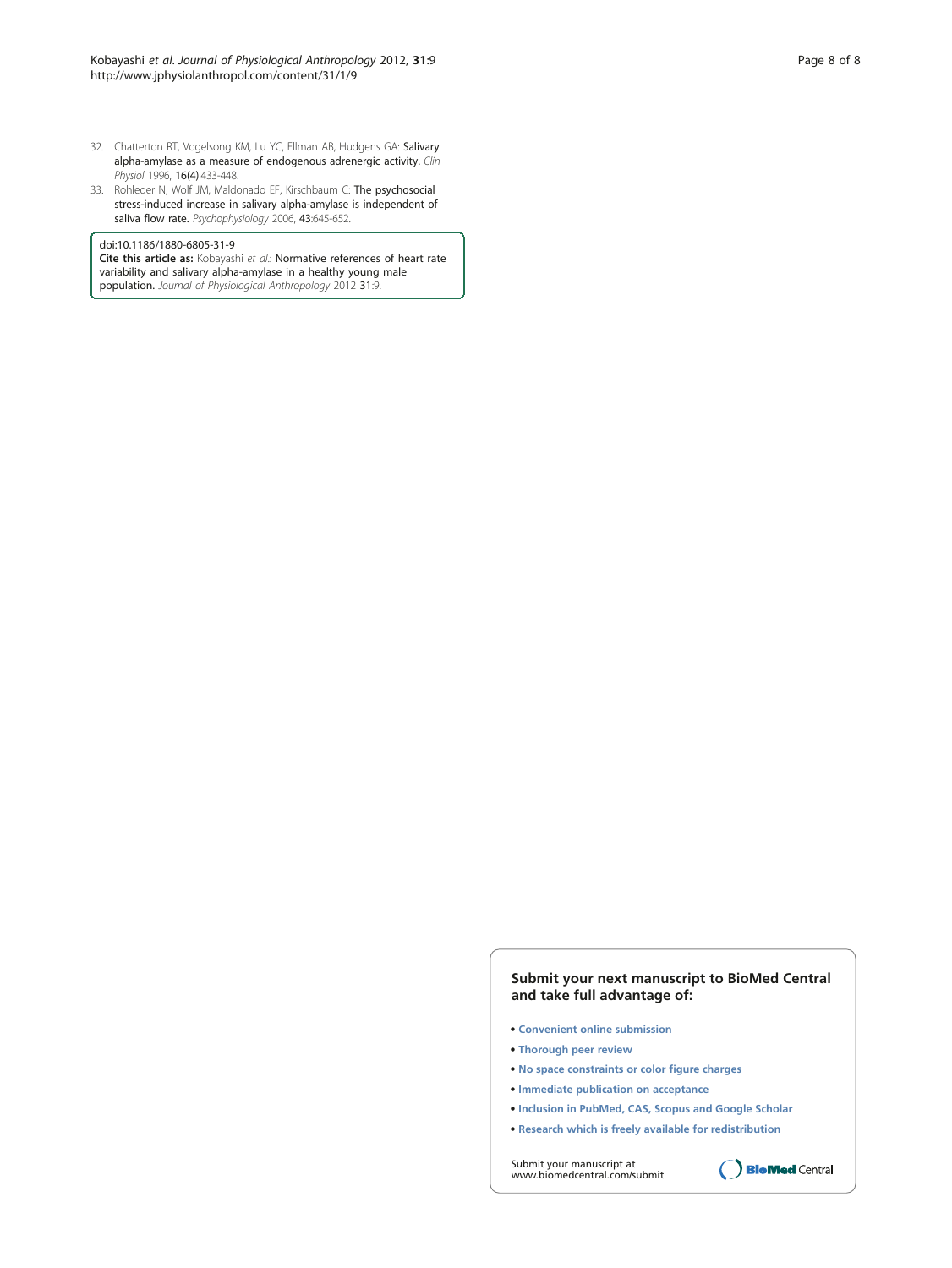32. Chatterton RT, Vogelsong KM, Lu YC, Ellman AB, Hudgens GA: **Salivary alpha-amylase as a measure of endogenous adrenergic activity.** *Clin Physiol* 1996, **16(4)**:433-448.
33. Rohleder N, Wolf JM, Maldonado EF, Kirschbaum C: **The psychosocial stress-induced increase in salivary alpha-amylase is independent of saliva flow rate.** *Psychophysiology* 2006, **43**:645-652.

doi:10.1186/1880-6805-31-9
**Cite this article as:** Kobayashi *et al.*: Normative references of heart rate variability and salivary alpha-amylase in a healthy young male population. *Journal of Physiological Anthropology* 2012 **31**:9.

**Submit your next manuscript to BioMed Central and take full advantage of:**

- **Convenient online submission**
- **Thorough peer review**
- **No space constraints or color figure charges**
- **Immediate publication on acceptance**
- **Inclusion in PubMed, CAS, Scopus and Google Scholar**
- **Research which is freely available for redistribution**

Submit your manuscript at
www.biomedcentral.com/submit

BioMed Central